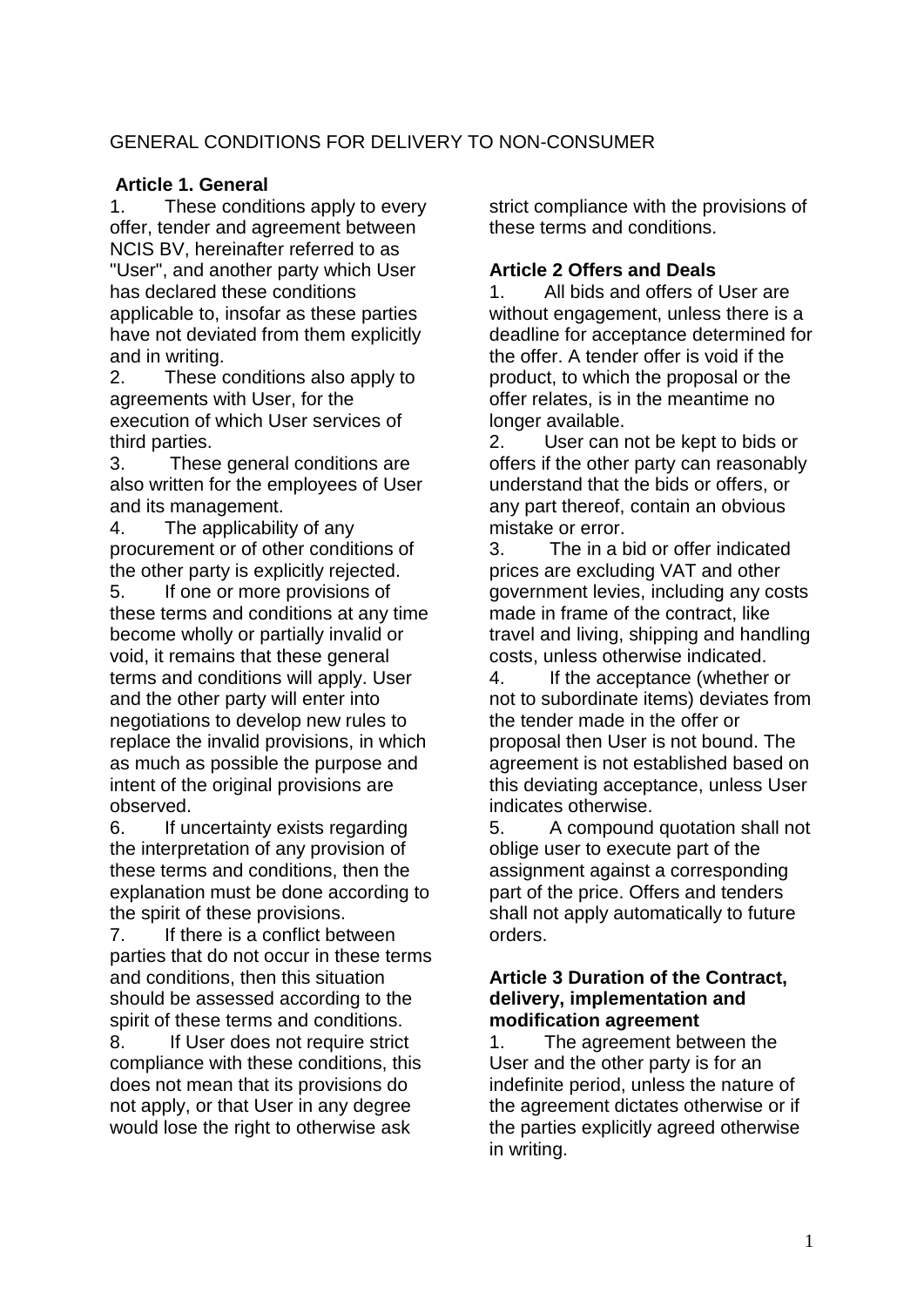GENERAL CONDITIONS FOR DELIVERY TO NON-CONSUMER

**Article 1. General**

1. These conditions apply to every offer, tender and agreement between NCIS BV, hereinafter referred to as "User", and another party which User has declared these conditions applicable to, insofar as these parties have not deviated from them explicitly and in writing.
2. These conditions also apply to agreements with User, for the execution of which User services of third parties.
3. These general conditions are also written for the employees of User and its management.
4. The applicability of any procurement or of other conditions of the other party is explicitly rejected.
5. If one or more provisions of these terms and conditions at any time become wholly or partially invalid or void, it remains that these general terms and conditions will apply. User and the other party will enter into negotiations to develop new rules to replace the invalid provisions, in which as much as possible the purpose and intent of the original provisions are observed.
6. If uncertainty exists regarding the interpretation of any provision of these terms and conditions, then the explanation must be done according to the spirit of these provisions.
7. If there is a conflict between parties that do not occur in these terms and conditions, then this situation should be assessed according to the spirit of these terms and conditions.
8. If User does not require strict compliance with these conditions, this does not mean that its provisions do not apply, or that User in any degree would lose the right to otherwise ask strict compliance with the provisions of these terms and conditions.

**Article 2 Offers and Deals**

1. All bids and offers of User are without engagement, unless there is a deadline for acceptance determined for the offer. A tender offer is void if the product, to which the proposal or the offer relates, is in the meantime no longer available.
2. User can not be kept to bids or offers if the other party can reasonably understand that the bids or offers, or any part thereof, contain an obvious mistake or error.
3. The in a bid or offer indicated prices are excluding VAT and other government levies, including any costs made in frame of the contract, like travel and living, shipping and handling costs, unless otherwise indicated.
4. If the acceptance (whether or not to subordinate items) deviates from the tender made in the offer or proposal then User is not bound. The agreement is not established based on this deviating acceptance, unless User indicates otherwise.
5. A compound quotation shall not oblige user to execute part of the assignment against a corresponding part of the price. Offers and tenders shall not apply automatically to future orders.

**Article 3 Duration of the Contract, delivery, implementation and modification agreement**

1. The agreement between the User and the other party is for an indefinite period, unless the nature of the agreement dictates otherwise or if the parties explicitly agreed otherwise in writing.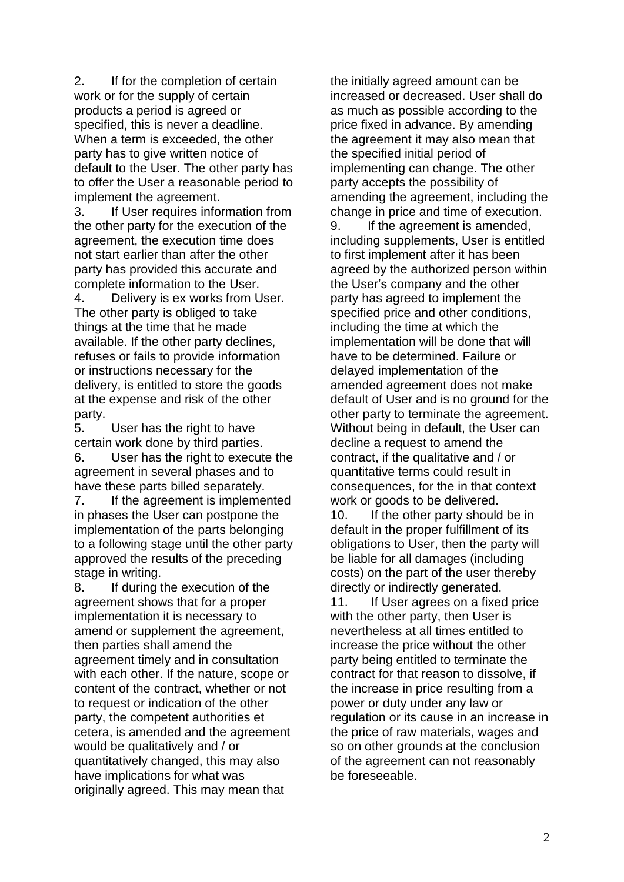2. If for the completion of certain work or for the supply of certain products a period is agreed or specified, this is never a deadline. When a term is exceeded, the other party has to give written notice of default to the User. The other party has to offer the User a reasonable period to implement the agreement.

3. If User requires information from the other party for the execution of the agreement, the execution time does not start earlier than after the other party has provided this accurate and complete information to the User.

4. Delivery is ex works from User. The other party is obliged to take things at the time that he made available. If the other party declines, refuses or fails to provide information or instructions necessary for the delivery, is entitled to store the goods at the expense and risk of the other party.

5. User has the right to have certain work done by third parties.

6. User has the right to execute the agreement in several phases and to have these parts billed separately.

7. If the agreement is implemented in phases the User can postpone the implementation of the parts belonging to a following stage until the other party approved the results of the preceding stage in writing.

8. If during the execution of the agreement shows that for a proper implementation it is necessary to amend or supplement the agreement, then parties shall amend the agreement timely and in consultation with each other. If the nature, scope or content of the contract, whether or not to request or indication of the other party, the competent authorities et cetera, is amended and the agreement would be qualitatively and / or quantitatively changed, this may also have implications for what was originally agreed. This may mean that the initially agreed amount can be increased or decreased. User shall do as much as possible according to the price fixed in advance. By amending the agreement it may also mean that the specified initial period of implementing can change. The other party accepts the possibility of amending the agreement, including the change in price and time of execution.

9. If the agreement is amended, including supplements, User is entitled to first implement after it has been agreed by the authorized person within the User's company and the other party has agreed to implement the specified price and other conditions, including the time at which the implementation will be done that will have to be determined. Failure or delayed implementation of the amended agreement does not make default of User and is no ground for the other party to terminate the agreement. Without being in default, the User can decline a request to amend the contract, if the qualitative and / or quantitative terms could result in consequences, for the in that context work or goods to be delivered.

10. If the other party should be in default in the proper fulfillment of its obligations to User, then the party will be liable for all damages (including costs) on the part of the user thereby directly or indirectly generated.

11. If User agrees on a fixed price with the other party, then User is nevertheless at all times entitled to increase the price without the other party being entitled to terminate the contract for that reason to dissolve, if the increase in price resulting from a power or duty under any law or regulation or its cause in an increase in the price of raw materials, wages and so on other grounds at the conclusion of the agreement can not reasonably be foreseeable.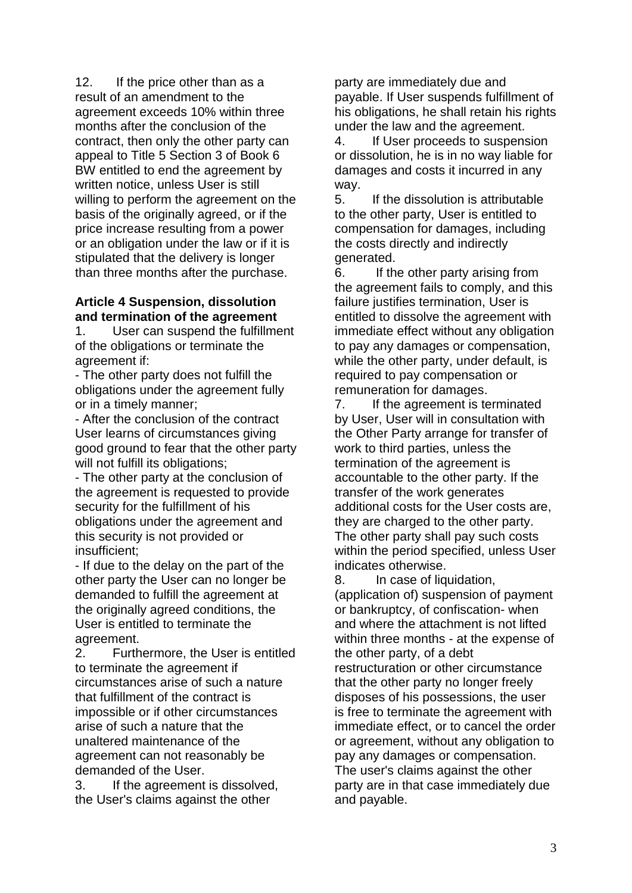12. If the price other than as a result of an amendment to the agreement exceeds 10% within three months after the conclusion of the contract, then only the other party can appeal to Title 5 Section 3 of Book 6 BW entitled to end the agreement by written notice, unless User is still willing to perform the agreement on the basis of the originally agreed, or if the price increase resulting from a power or an obligation under the law or if it is stipulated that the delivery is longer than three months after the purchase.

**Article 4 Suspension, dissolution and termination of the agreement**

1. User can suspend the fulfillment of the obligations or terminate the agreement if:

- The other party does not fulfill the obligations under the agreement fully or in a timely manner;
- After the conclusion of the contract User learns of circumstances giving good ground to fear that the other party will not fulfill its obligations;
- The other party at the conclusion of the agreement is requested to provide security for the fulfillment of his obligations under the agreement and this security is not provided or insufficient;
- If due to the delay on the part of the other party the User can no longer be demanded to fulfill the agreement at the originally agreed conditions, the User is entitled to terminate the agreement.

2. Furthermore, the User is entitled to terminate the agreement if circumstances arise of such a nature that fulfillment of the contract is impossible or if other circumstances arise of such a nature that the unaltered maintenance of the agreement can not reasonably be demanded of the User.

3. If the agreement is dissolved, the User's claims against the other party are immediately due and payable. If User suspends fulfillment of his obligations, he shall retain his rights under the law and the agreement.

4. If User proceeds to suspension or dissolution, he is in no way liable for damages and costs it incurred in any way.

5. If the dissolution is attributable to the other party, User is entitled to compensation for damages, including the costs directly and indirectly generated.

6. If the other party arising from the agreement fails to comply, and this failure justifies termination, User is entitled to dissolve the agreement with immediate effect without any obligation to pay any damages or compensation, while the other party, under default, is required to pay compensation or remuneration for damages.

7. If the agreement is terminated by User, User will in consultation with the Other Party arrange for transfer of work to third parties, unless the termination of the agreement is accountable to the other party. If the transfer of the work generates additional costs for the User costs are, they are charged to the other party. The other party shall pay such costs within the period specified, unless User indicates otherwise.

8. In case of liquidation, (application of) suspension of payment or bankruptcy, of confiscation- when and where the attachment is not lifted within three months - at the expense of the other party, of a debt restructuration or other circumstance that the other party no longer freely disposes of his possessions, the user is free to terminate the agreement with immediate effect, or to cancel the order or agreement, without any obligation to pay any damages or compensation. The user's claims against the other party are in that case immediately due and payable.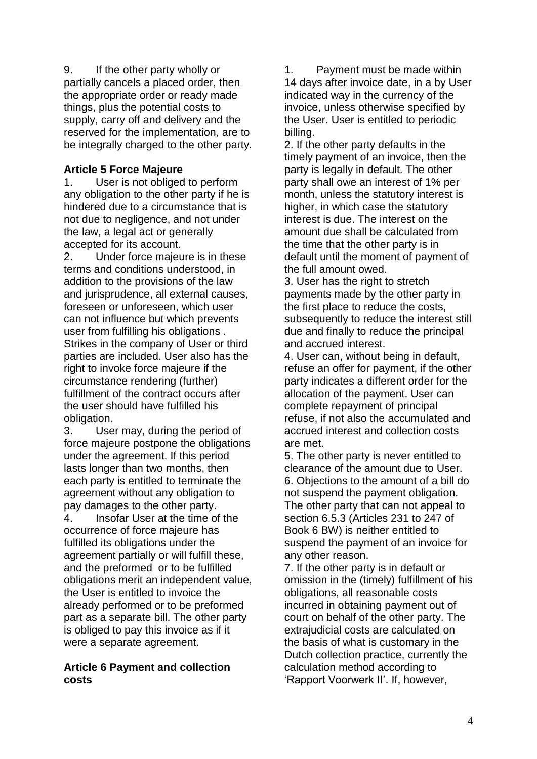9. If the other party wholly or partially cancels a placed order, then the appropriate order or ready made things, plus the potential costs to supply, carry off and delivery and the reserved for the implementation, are to be integrally charged to the other party.

**Article 5 Force Majeure**

1. User is not obliged to perform any obligation to the other party if he is hindered due to a circumstance that is not due to negligence, and not under the law, a legal act or generally accepted for its account.
2. Under force majeure is in these terms and conditions understood, in addition to the provisions of the law and jurisprudence, all external causes, foreseen or unforeseen, which user can not influence but which prevents user from fulfilling his obligations . Strikes in the company of User or third parties are included. User also has the right to invoke force majeure if the circumstance rendering (further) fulfillment of the contract occurs after the user should have fulfilled his obligation.
3. User may, during the period of force majeure postpone the obligations under the agreement. If this period lasts longer than two months, then each party is entitled to terminate the agreement without any obligation to pay damages to the other party.
4. Insofar User at the time of the occurrence of force majeure has fulfilled its obligations under the agreement partially or will fulfill these, and the preformed or to be fulfilled obligations merit an independent value, the User is entitled to invoice the already performed or to be preformed part as a separate bill. The other party is obliged to pay this invoice as if it were a separate agreement.

**Article 6 Payment and collection costs**

1. Payment must be made within 14 days after invoice date, in a by User indicated way in the currency of the invoice, unless otherwise specified by the User. User is entitled to periodic billing.
2. If the other party defaults in the timely payment of an invoice, then the party is legally in default. The other party shall owe an interest of 1% per month, unless the statutory interest is higher, in which case the statutory interest is due. The interest on the amount due shall be calculated from the time that the other party is in default until the moment of payment of the full amount owed.
3. User has the right to stretch payments made by the other party in the first place to reduce the costs, subsequently to reduce the interest still due and finally to reduce the principal and accrued interest.
4. User can, without being in default, refuse an offer for payment, if the other party indicates a different order for the allocation of the payment. User can complete repayment of principal refuse, if not also the accumulated and accrued interest and collection costs are met.
5. The other party is never entitled to clearance of the amount due to User.
6. Objections to the amount of a bill do not suspend the payment obligation. The other party that can not appeal to section 6.5.3 (Articles 231 to 247 of Book 6 BW) is neither entitled to suspend the payment of an invoice for any other reason.
7. If the other party is in default or omission in the (timely) fulfillment of his obligations, all reasonable costs incurred in obtaining payment out of court on behalf of the other party. The extrajudicial costs are calculated on the basis of what is customary in the Dutch collection practice, currently the calculation method according to 'Rapport Voorwerk II'. If, however,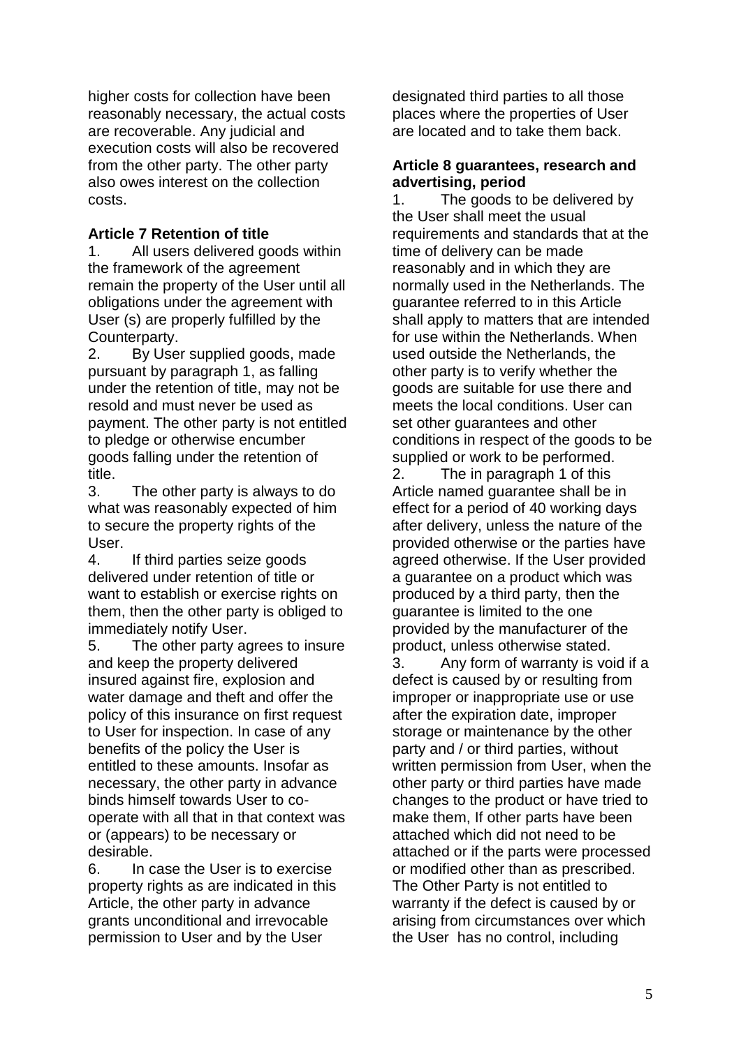higher costs for collection have been reasonably necessary, the actual costs are recoverable. Any judicial and execution costs will also be recovered from the other party. The other party also owes interest on the collection costs.

**Article 7 Retention of title**

1. All users delivered goods within the framework of the agreement remain the property of the User until all obligations under the agreement with User (s) are properly fulfilled by the Counterparty.
2. By User supplied goods, made pursuant by paragraph 1, as falling under the retention of title, may not be resold and must never be used as payment. The other party is not entitled to pledge or otherwise encumber goods falling under the retention of title.
3. The other party is always to do what was reasonably expected of him to secure the property rights of the User.
4. If third parties seize goods delivered under retention of title or want to establish or exercise rights on them, then the other party is obliged to immediately notify User.
5. The other party agrees to insure and keep the property delivered insured against fire, explosion and water damage and theft and offer the policy of this insurance on first request to User for inspection. In case of any benefits of the policy the User is entitled to these amounts. Insofar as necessary, the other party in advance binds himself towards User to co-operate with all that in that context was or (appears) to be necessary or desirable.
6. In case the User is to exercise property rights as are indicated in this Article, the other party in advance grants unconditional and irrevocable permission to User and by the User designated third parties to all those places where the properties of User are located and to take them back.

**Article 8 guarantees, research and advertising, period**

1. The goods to be delivered by the User shall meet the usual requirements and standards that at the time of delivery can be made reasonably and in which they are normally used in the Netherlands. The guarantee referred to in this Article shall apply to matters that are intended for use within the Netherlands. When used outside the Netherlands, the other party is to verify whether the goods are suitable for use there and meets the local conditions. User can set other guarantees and other conditions in respect of the goods to be supplied or work to be performed.
2. The in paragraph 1 of this Article named guarantee shall be in effect for a period of 40 working days after delivery, unless the nature of the provided otherwise or the parties have agreed otherwise. If the User provided a guarantee on a product which was produced by a third party, then the guarantee is limited to the one provided by the manufacturer of the product, unless otherwise stated.
3. Any form of warranty is void if a defect is caused by or resulting from improper or inappropriate use or use after the expiration date, improper storage or maintenance by the other party and / or third parties, without written permission from User, when the other party or third parties have made changes to the product or have tried to make them, If other parts have been attached which did not need to be attached or if the parts were processed or modified other than as prescribed. The Other Party is not entitled to warranty if the defect is caused by or arising from circumstances over which the User has no control, including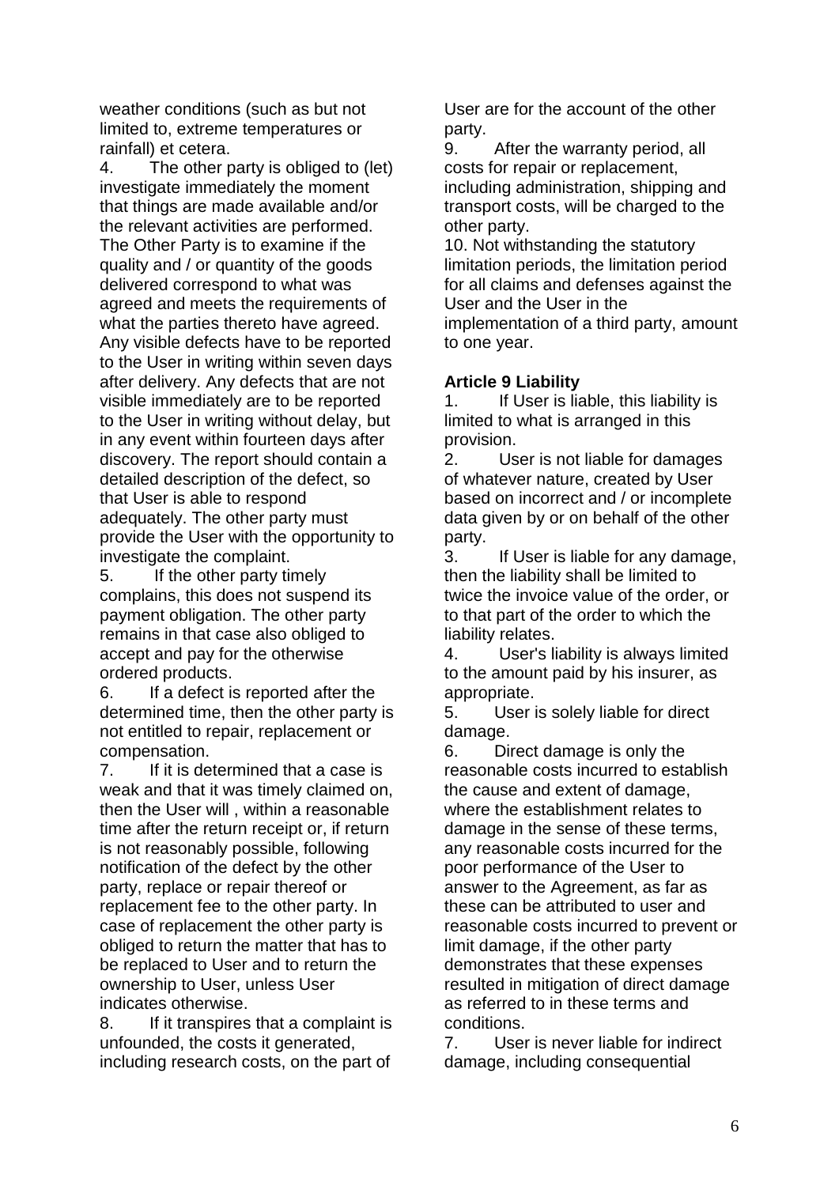weather conditions (such as but not limited to, extreme temperatures or rainfall) et cetera.

4. The other party is obliged to (let) investigate immediately the moment that things are made available and/or the relevant activities are performed. The Other Party is to examine if the quality and / or quantity of the goods delivered correspond to what was agreed and meets the requirements of what the parties thereto have agreed. Any visible defects have to be reported to the User in writing within seven days after delivery. Any defects that are not visible immediately are to be reported to the User in writing without delay, but in any event within fourteen days after discovery. The report should contain a detailed description of the defect, so that User is able to respond adequately. The other party must provide the User with the opportunity to investigate the complaint.

5. If the other party timely complains, this does not suspend its payment obligation. The other party remains in that case also obliged to accept and pay for the otherwise ordered products.

6. If a defect is reported after the determined time, then the other party is not entitled to repair, replacement or compensation.

7. If it is determined that a case is weak and that it was timely claimed on, then the User will , within a reasonable time after the return receipt or, if return is not reasonably possible, following notification of the defect by the other party, replace or repair thereof or replacement fee to the other party. In case of replacement the other party is obliged to return the matter that has to be replaced to User and to return the ownership to User, unless User indicates otherwise.

8. If it transpires that a complaint is unfounded, the costs it generated, including research costs, on the part of User are for the account of the other party.

9. After the warranty period, all costs for repair or replacement, including administration, shipping and transport costs, will be charged to the other party.

10. Not withstanding the statutory limitation periods, the limitation period for all claims and defenses against the User and the User in the implementation of a third party, amount to one year.

**Article 9 Liability**

1. If User is liable, this liability is limited to what is arranged in this provision.

2. User is not liable for damages of whatever nature, created by User based on incorrect and / or incomplete data given by or on behalf of the other party.

3. If User is liable for any damage, then the liability shall be limited to twice the invoice value of the order, or to that part of the order to which the liability relates.

4. User's liability is always limited to the amount paid by his insurer, as appropriate.

5. User is solely liable for direct damage.

6. Direct damage is only the reasonable costs incurred to establish the cause and extent of damage, where the establishment relates to damage in the sense of these terms, any reasonable costs incurred for the poor performance of the User to answer to the Agreement, as far as these can be attributed to user and reasonable costs incurred to prevent or limit damage, if the other party demonstrates that these expenses resulted in mitigation of direct damage as referred to in these terms and conditions.

7. User is never liable for indirect damage, including consequential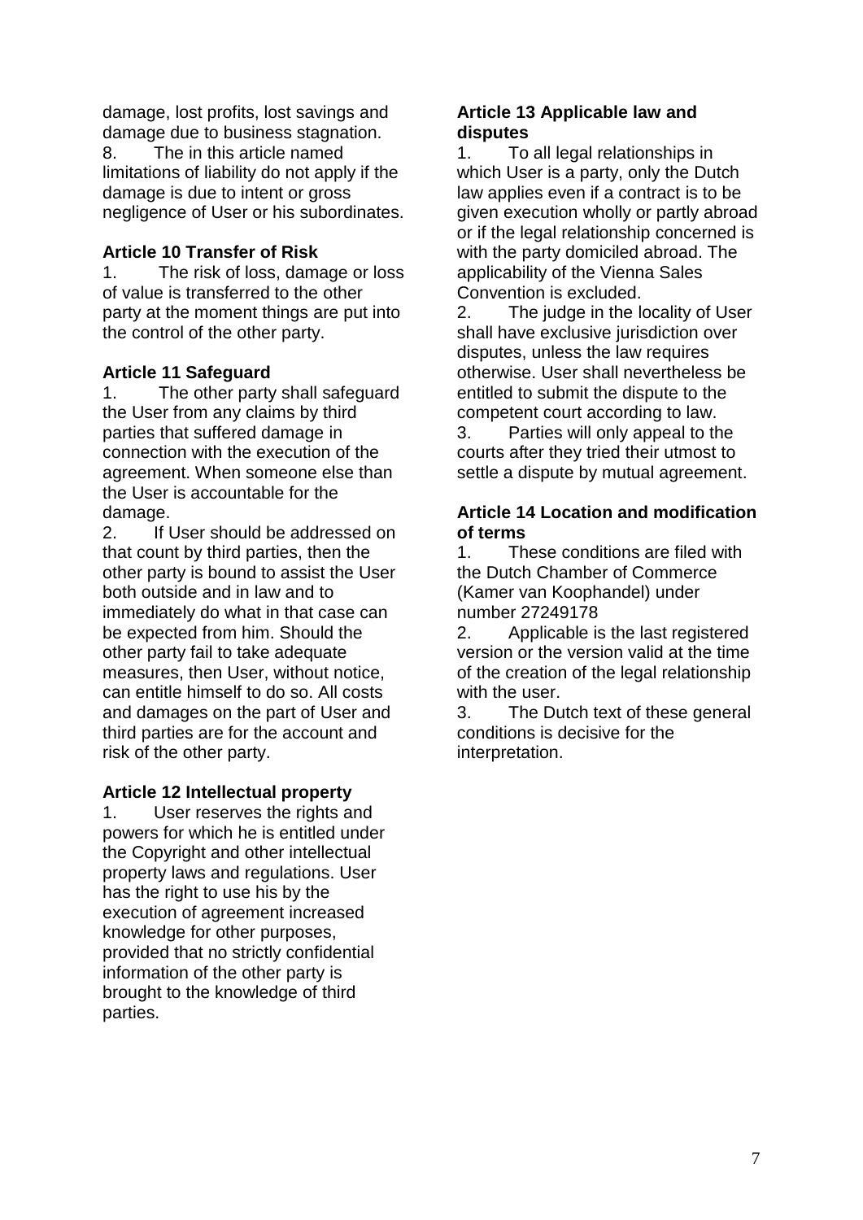damage, lost profits, lost savings and damage due to business stagnation.

8. The in this article named limitations of liability do not apply if the damage is due to intent or gross negligence of User or his subordinates.

**Article 10 Transfer of Risk**

1. The risk of loss, damage or loss of value is transferred to the other party at the moment things are put into the control of the other party.

**Article 11 Safeguard**

1. The other party shall safeguard the User from any claims by third parties that suffered damage in connection with the execution of the agreement. When someone else than the User is accountable for the damage.

2. If User should be addressed on that count by third parties, then the other party is bound to assist the User both outside and in law and to immediately do what in that case can be expected from him. Should the other party fail to take adequate measures, then User, without notice, can entitle himself to do so. All costs and damages on the part of User and third parties are for the account and risk of the other party.

**Article 12 Intellectual property**

1. User reserves the rights and powers for which he is entitled under the Copyright and other intellectual property laws and regulations. User has the right to use his by the execution of agreement increased knowledge for other purposes, provided that no strictly confidential information of the other party is brought to the knowledge of third parties.

**Article 13 Applicable law and disputes**

1. To all legal relationships in which User is a party, only the Dutch law applies even if a contract is to be given execution wholly or partly abroad or if the legal relationship concerned is with the party domiciled abroad. The applicability of the Vienna Sales Convention is excluded.

2. The judge in the locality of User shall have exclusive jurisdiction over disputes, unless the law requires otherwise. User shall nevertheless be entitled to submit the dispute to the competent court according to law.

3. Parties will only appeal to the courts after they tried their utmost to settle a dispute by mutual agreement.

**Article 14 Location and modification of terms**

1. These conditions are filed with the Dutch Chamber of Commerce (Kamer van Koophandel) under number 27249178

2. Applicable is the last registered version or the version valid at the time of the creation of the legal relationship with the user.

3. The Dutch text of these general conditions is decisive for the interpretation.